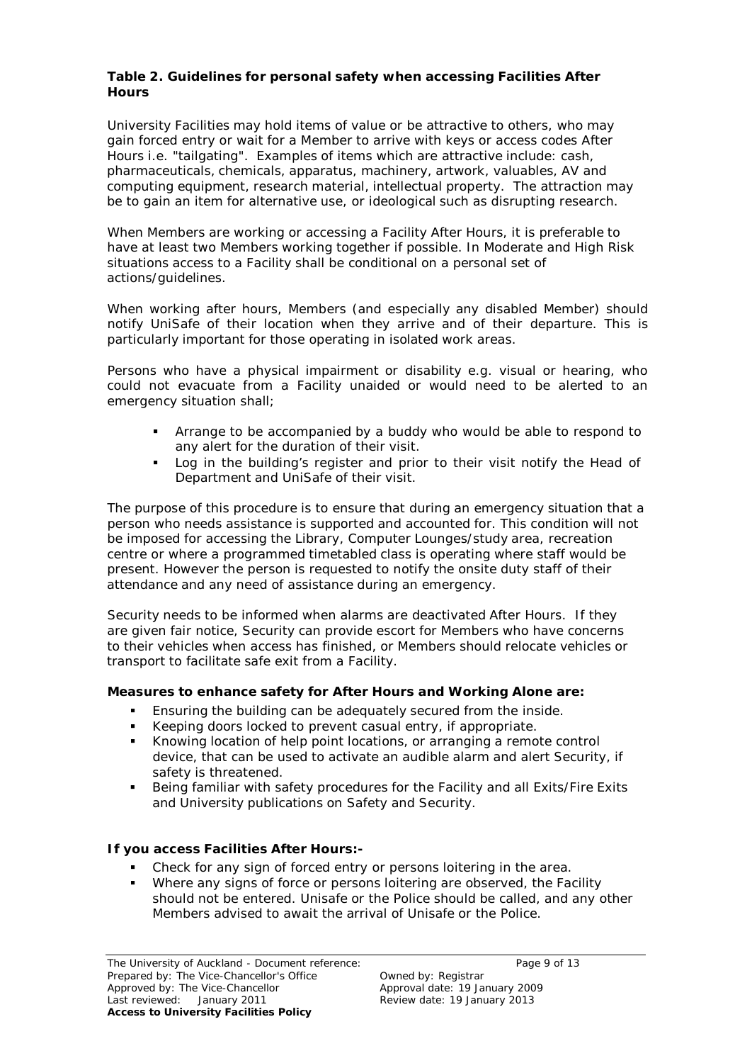**Table 2. Guidelines for personal safety when accessing Facilities After Hours**

University Facilities may hold items of value or be attractive to others, who may gain forced entry or wait for a Member to arrive with keys or access codes After Hours i.e. "tailgating". Examples of items which are attractive include: cash, pharmaceuticals, chemicals, apparatus, machinery, artwork, valuables, AV and computing equipment, research material, intellectual property. The attraction may be to gain an item for alternative use, or ideological such as disrupting research.

When Members are working or accessing a Facility After Hours, it is preferable to have at least two Members working together if possible. In Moderate and High Risk situations access to a Facility shall be conditional on a personal set of actions/guidelines.

When working after hours, Members (and especially any disabled Member) should notify UniSafe of their location when they arrive and of their departure. This is particularly important for those operating in isolated work areas.

Persons who have a physical impairment or disability e.g. visual or hearing, who could not evacuate from a Facility unaided or would need to be alerted to an emergency situation shall;

- Arrange to be accompanied by a buddy who would be able to respond to any alert for the duration of their visit.
- Log in the building's register and prior to their visit notify the Head of Department and UniSafe of their visit.

The purpose of this procedure is to ensure that during an emergency situation that a person who needs assistance is supported and accounted for. This condition will not be imposed for accessing the Library, Computer Lounges/study area, recreation centre or where a programmed timetabled class is operating where staff would be present. However the person is requested to notify the onsite duty staff of their attendance and any need of assistance during an emergency.

Security needs to be informed when alarms are deactivated After Hours. If they are given fair notice, Security can provide escort for Members who have concerns to their vehicles when access has finished, or Members should relocate vehicles or transport to facilitate safe exit from a Facility.

**Measures to enhance safety for After Hours and Working Alone are:**

- Ensuring the building can be adequately secured from the inside.
- Keeping doors locked to prevent casual entry, if appropriate.
- Knowing location of help point locations, or arranging a remote control device, that can be used to activate an audible alarm and alert Security, if safety is threatened.
- Being familiar with safety procedures for the Facility and all Exits/Fire Exits and University publications on Safety and Security.

**If you access Facilities After Hours:-**

- Check for any sign of forced entry or persons loitering in the area.
- Where any signs of force or persons loitering are observed, the Facility should not be entered. Unisafe or the Police should be called, and any other Members advised to await the arrival of Unisafe or the Police.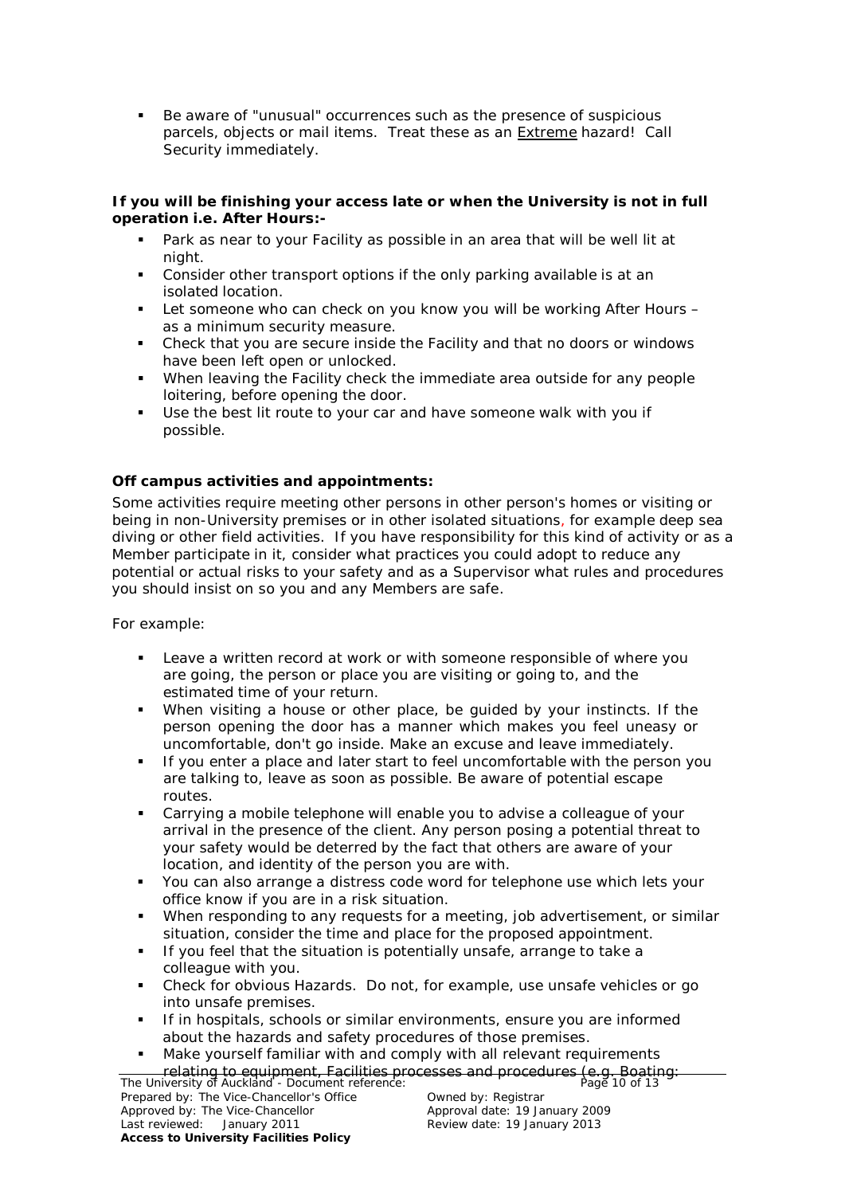- Be aware of "unusual" occurrences such as the presence of suspicious parcels, objects or mail items. Treat these as an Extreme hazard! Call Security immediately.

**If you will be finishing your access late or when the University is not in full operation i.e. After Hours:-**

- Park as near to your Facility as possible in an area that will be well lit at night.
- Consider other transport options if the only parking available is at an isolated location.
- Let someone who can check on you know you will be working After Hours – as a minimum security measure.
- Check that you are secure inside the Facility and that no doors or windows have been left open or unlocked.
- When leaving the Facility check the immediate area outside for any people loitering, before opening the door.
- Use the best lit route to your car and have someone walk with you if possible.

**Off campus activities and appointments:**

Some activities require meeting other persons in other person's homes or visiting or being in non-University premises or in other isolated situations, for example deep sea diving or other field activities. If you have responsibility for this kind of activity or as a Member participate in it, consider what practices you could adopt to reduce any potential or actual risks to your safety and as a Supervisor what rules and procedures you should insist on so you and any Members are safe.

For example:

- Leave a written record at work or with someone responsible of where you are going, the person or place you are visiting or going to, and the estimated time of your return.
- When visiting a house or other place, be guided by your instincts. If the person opening the door has a manner which makes you feel uneasy or uncomfortable, don't go inside. Make an excuse and leave immediately.
- If you enter a place and later start to feel uncomfortable with the person you are talking to, leave as soon as possible. Be aware of potential escape routes.
- Carrying a mobile telephone will enable you to advise a colleague of your arrival in the presence of the client. Any person posing a potential threat to your safety would be deterred by the fact that others are aware of your location, and identity of the person you are with.
- You can also arrange a distress code word for telephone use which lets your office know if you are in a risk situation.
- When responding to any requests for a meeting, job advertisement, or similar situation, consider the time and place for the proposed appointment.
- If you feel that the situation is potentially unsafe, arrange to take a colleague with you.
- Check for obvious Hazards. Do not, for example, use unsafe vehicles or go into unsafe premises.
- If in hospitals, schools or similar environments, ensure you are informed about the hazards and safety procedures of those premises.
- Make yourself familiar with and comply with all relevant requirements relating to equipment, Facilities processes and procedures (e.g. Boating: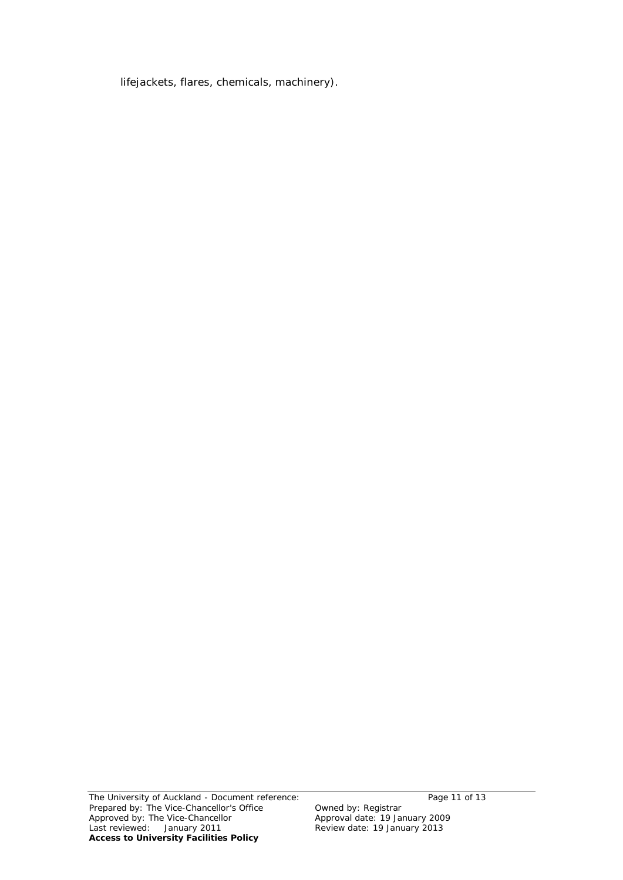lifejackets, flares, chemicals, machinery).